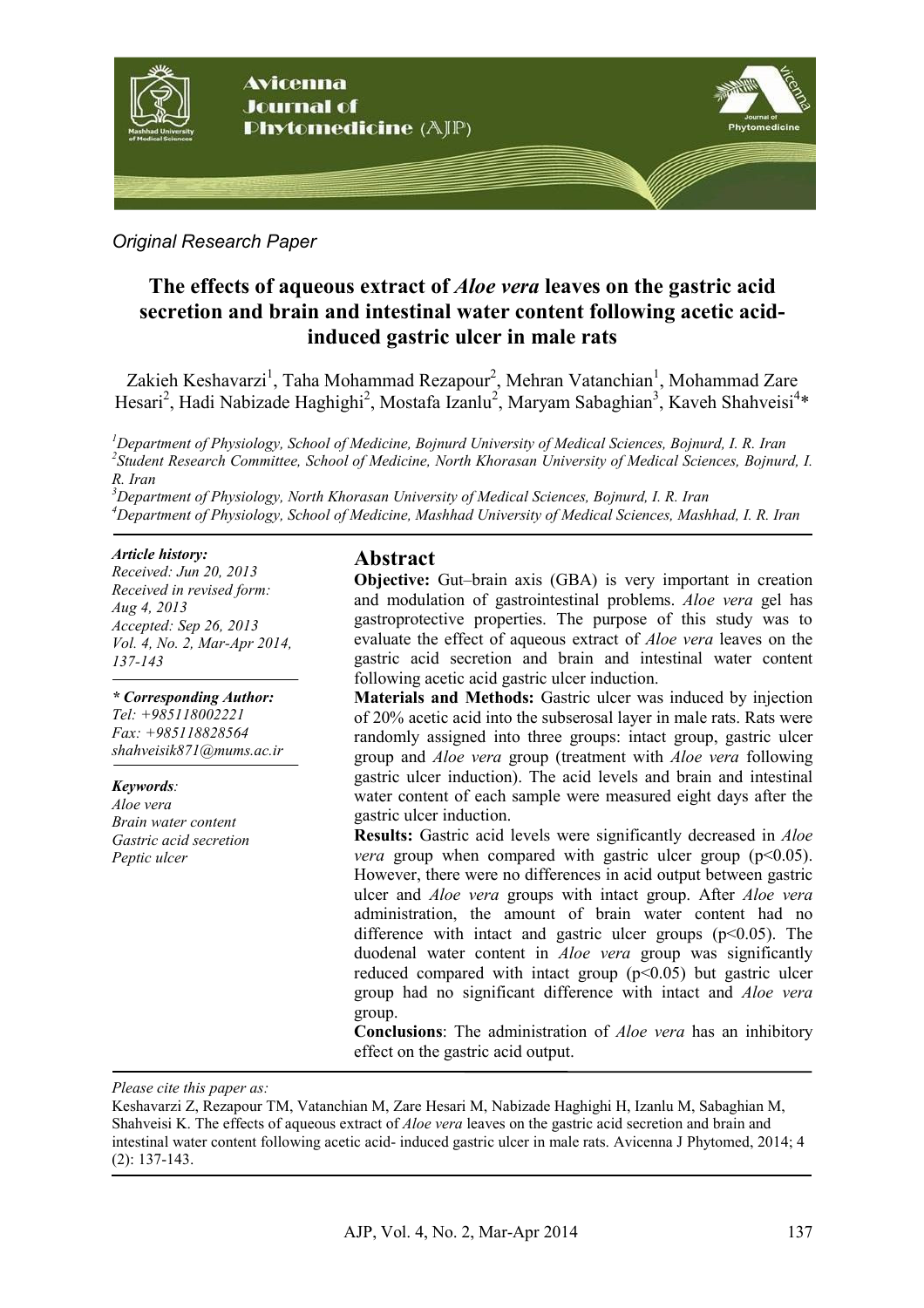*Original Research Paper*

# The effects of aqueous extract of *Aloe vera* leaves on the gastric acid secretion and brain and intestinal water content following acetic acid-induced gastric ulcer in male rats

Zakieh Keshavarzi[1], Taha Mohammad Rezapour[2], Mehran Vatanchian[1], Mohammad Zare Hesari[2], Hadi Nabizade Haghighi[2], Mostafa Izanlu[2], Maryam Sabaghian[3], Kaveh Shahveisi[4]*

[1]*Department of Physiology, School of Medicine, Bojnurd University of Medical Sciences, Bojnurd, I. R. Iran*
[2]*Student Research Committee, School of Medicine, North Khorasan University of Medical Sciences, Bojnurd, I. R. Iran*
[3]*Department of Physiology, North Khorasan University of Medical Sciences, Bojnurd, I. R. Iran*
[4]*Department of Physiology, School of Medicine, Mashhad University of Medical Sciences, Mashhad, I. R. Iran*

***Article history:***
*Received: Jun 20, 2013*
*Received in revised form: Aug 4, 2013*
*Accepted: Sep 26, 2013*
*Vol. 4, No. 2, Mar-Apr 2014, 137-143*

***\* Corresponding Author:***
*Tel: +985118002221*
*Fax: +985118828564*
*shahveisik871@mums.ac.ir*

***Keywords:***
*Aloe vera*
*Brain water content*
*Gastric acid secretion*
*Peptic ulcer*

## Abstract

**Objective:** Gut–brain axis (GBA) is very important in creation and modulation of gastrointestinal problems. *Aloe vera* gel has gastroprotective properties. The purpose of this study was to evaluate the effect of aqueous extract of *Aloe vera* leaves on the gastric acid secretion and brain and intestinal water content following acetic acid gastric ulcer induction.

**Materials and Methods:** Gastric ulcer was induced by injection of 20% acetic acid into the subserosal layer in male rats. Rats were randomly assigned into three groups: intact group, gastric ulcer group and *Aloe vera* group (treatment with *Aloe vera* following gastric ulcer induction). The acid levels and brain and intestinal water content of each sample were measured eight days after the gastric ulcer induction.

**Results:** Gastric acid levels were significantly decreased in *Aloe vera* group when compared with gastric ulcer group ($p<0.05$). However, there were no differences in acid output between gastric ulcer and *Aloe vera* groups with intact group. After *Aloe vera* administration, the amount of brain water content had no difference with intact and gastric ulcer groups ($p<0.05$). The duodenal water content in *Aloe vera* group was significantly reduced compared with intact group ($p<0.05$) but gastric ulcer group had no significant difference with intact and *Aloe vera* group.

**Conclusions**: The administration of *Aloe vera* has an inhibitory effect on the gastric acid output.

*Please cite this paper as:*
Keshavarzi Z, Rezapour TM, Vatanchian M, Zare Hesari M, Nabizade Haghighi H, Izanlu M, Sabaghian M, Shahveisi K. The effects of aqueous extract of *Aloe vera* leaves on the gastric acid secretion and brain and intestinal water content following acetic acid- induced gastric ulcer in male rats. Avicenna J Phytomed, 2014; 4 (2): 137-143.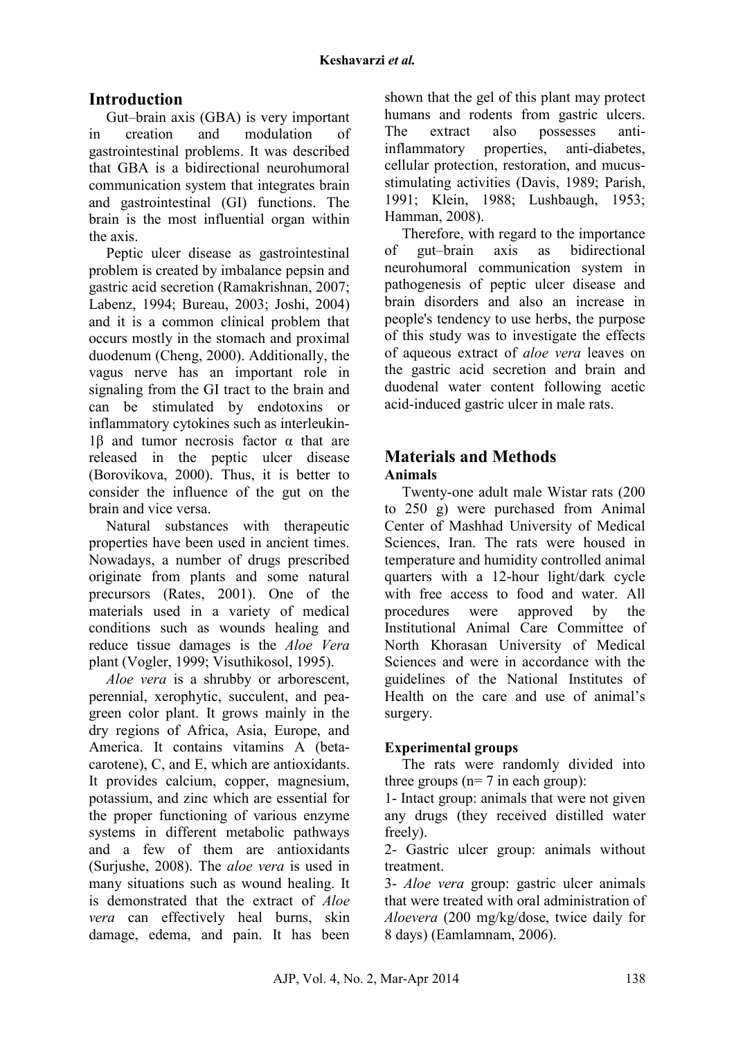## Introduction

Gut–brain axis (GBA) is very important in creation and modulation of gastrointestinal problems. It was described that GBA is a bidirectional neurohumoral communication system that integrates brain and gastrointestinal (GI) functions. The brain is the most influential organ within the axis.

Peptic ulcer disease as gastrointestinal problem is created by imbalance pepsin and gastric acid secretion (Ramakrishnan, 2007; Labenz, 1994; Bureau, 2003; Joshi, 2004) and it is a common clinical problem that occurs mostly in the stomach and proximal duodenum (Cheng, 2000). Additionally, the vagus nerve has an important role in signaling from the GI tract to the brain and can be stimulated by endotoxins or inflammatory cytokines such as interleukin-1β and tumor necrosis factor α that are released in the peptic ulcer disease (Borovikova, 2000). Thus, it is better to consider the influence of the gut on the brain and vice versa.

Natural substances with therapeutic properties have been used in ancient times. Nowadays, a number of drugs prescribed originate from plants and some natural precursors (Rates, 2001). One of the materials used in a variety of medical conditions such as wounds healing and reduce tissue damages is the *Aloe Vera* plant (Vogler, 1999; Visuthikosol, 1995).

*Aloe vera* is a shrubby or arborescent, perennial, xerophytic, succulent, and pea-green color plant. It grows mainly in the dry regions of Africa, Asia, Europe, and America. It contains vitamins A (beta-carotene), C, and E, which are antioxidants. It provides calcium, copper, magnesium, potassium, and zinc which are essential for the proper functioning of various enzyme systems in different metabolic pathways and a few of them are antioxidants (Surjushe, 2008). The *aloe vera* is used in many situations such as wound healing. It is demonstrated that the extract of *Aloe vera* can effectively heal burns, skin damage, edema, and pain. It has been shown that the gel of this plant may protect humans and rodents from gastric ulcers. The extract also possesses anti-inflammatory properties, anti-diabetes, cellular protection, restoration, and mucus-stimulating activities (Davis, 1989; Parish, 1991; Klein, 1988; Lushbaugh, 1953; Hamman, 2008).

Therefore, with regard to the importance of gut–brain axis as bidirectional neurohumoral communication system in pathogenesis of peptic ulcer disease and brain disorders and also an increase in people's tendency to use herbs, the purpose of this study was to investigate the effects of aqueous extract of *aloe vera* leaves on the gastric acid secretion and brain and duodenal water content following acetic acid-induced gastric ulcer in male rats.

## Materials and Methods

### Animals

Twenty-one adult male Wistar rats (200 to 250 g) were purchased from Animal Center of Mashhad University of Medical Sciences, Iran. The rats were housed in temperature and humidity controlled animal quarters with a 12-hour light/dark cycle with free access to food and water. All procedures were approved by the Institutional Animal Care Committee of North Khorasan University of Medical Sciences and were in accordance with the guidelines of the National Institutes of Health on the care and use of animal's surgery.

### Experimental groups

The rats were randomly divided into three groups (n= 7 in each group):

1- Intact group: animals that were not given any drugs (they received distilled water freely).

2- Gastric ulcer group: animals without treatment.

3- *Aloe vera* group: gastric ulcer animals that were treated with oral administration of *Aloevera* (200 mg/kg/dose, twice daily for 8 days) (Eamlamnam, 2006).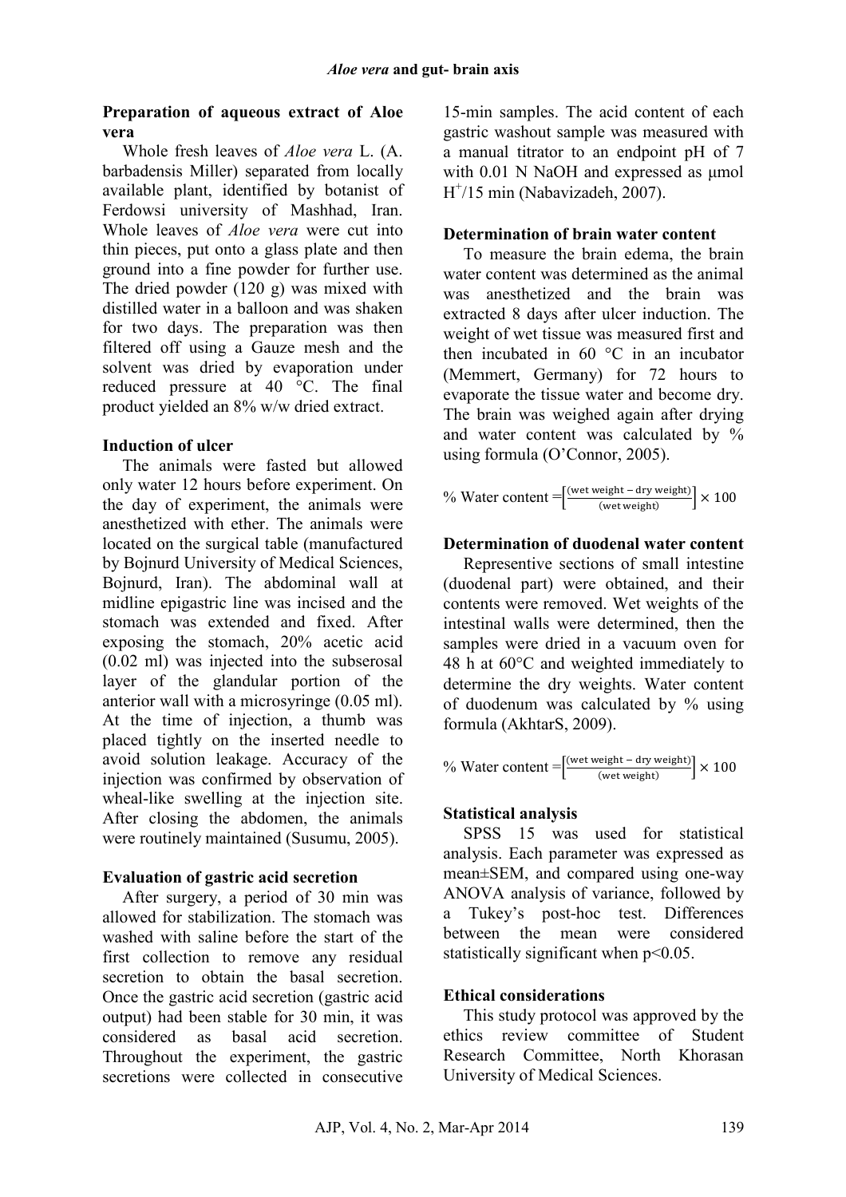**Preparation of aqueous extract of Aloe vera**

Whole fresh leaves of *Aloe vera* L. (A. barbadensis Miller) separated from locally available plant, identified by botanist of Ferdowsi university of Mashhad, Iran. Whole leaves of *Aloe vera* were cut into thin pieces, put onto a glass plate and then ground into a fine powder for further use. The dried powder (120 g) was mixed with distilled water in a balloon and was shaken for two days. The preparation was then filtered off using a Gauze mesh and the solvent was dried by evaporation under reduced pressure at 40 °C. The final product yielded an 8% w/w dried extract.

**Induction of ulcer**

The animals were fasted but allowed only water 12 hours before experiment. On the day of experiment, the animals were anesthetized with ether. The animals were located on the surgical table (manufactured by Bojnurd University of Medical Sciences, Bojnurd, Iran). The abdominal wall at midline epigastric line was incised and the stomach was extended and fixed. After exposing the stomach, 20% acetic acid (0.02 ml) was injected into the subserosal layer of the glandular portion of the anterior wall with a microsyringe (0.05 ml). At the time of injection, a thumb was placed tightly on the inserted needle to avoid solution leakage. Accuracy of the injection was confirmed by observation of wheal-like swelling at the injection site. After closing the abdomen, the animals were routinely maintained (Susumu, 2005).

**Evaluation of gastric acid secretion**

After surgery, a period of 30 min was allowed for stabilization. The stomach was washed with saline before the start of the first collection to remove any residual secretion to obtain the basal secretion. Once the gastric acid secretion (gastric acid output) had been stable for 30 min, it was considered as basal acid secretion. Throughout the experiment, the gastric secretions were collected in consecutive 15-min samples. The acid content of each gastric washout sample was measured with a manual titrator to an endpoint pH of 7 with 0.01 N NaOH and expressed as μmol $H^+$/15 min (Nabavizadeh, 2007).

**Determination of brain water content**

To measure the brain edema, the brain water content was determined as the animal was anesthetized and the brain was extracted 8 days after ulcer induction. The weight of wet tissue was measured first and then incubated in 60 °C in an incubator (Memmert, Germany) for 72 hours to evaporate the tissue water and become dry. The brain was weighed again after drying and water content was calculated by % using formula (O'Connor, 2005).

$$\text{\% Water content} = \left[\frac{(\text{wet weight} - \text{dry weight})}{(\text{wet weight})}\right] \times 100$$

**Determination of duodenal water content**

Representive sections of small intestine (duodenal part) were obtained, and their contents were removed. Wet weights of the intestinal walls were determined, then the samples were dried in a vacuum oven for 48 h at 60°C and weighted immediately to determine the dry weights. Water content of duodenum was calculated by % using formula (AkhtarS, 2009).

$$\text{\% Water content} = \left[\frac{(\text{wet weight} - \text{dry weight})}{(\text{wet weight})}\right] \times 100$$

**Statistical analysis**

SPSS 15 was used for statistical analysis. Each parameter was expressed as mean±SEM, and compared using one-way ANOVA analysis of variance, followed by a Tukey's post-hoc test. Differences between the mean were considered statistically significant when $p<0.05$.

**Ethical considerations**

This study protocol was approved by the ethics review committee of Student Research Committee, North Khorasan University of Medical Sciences.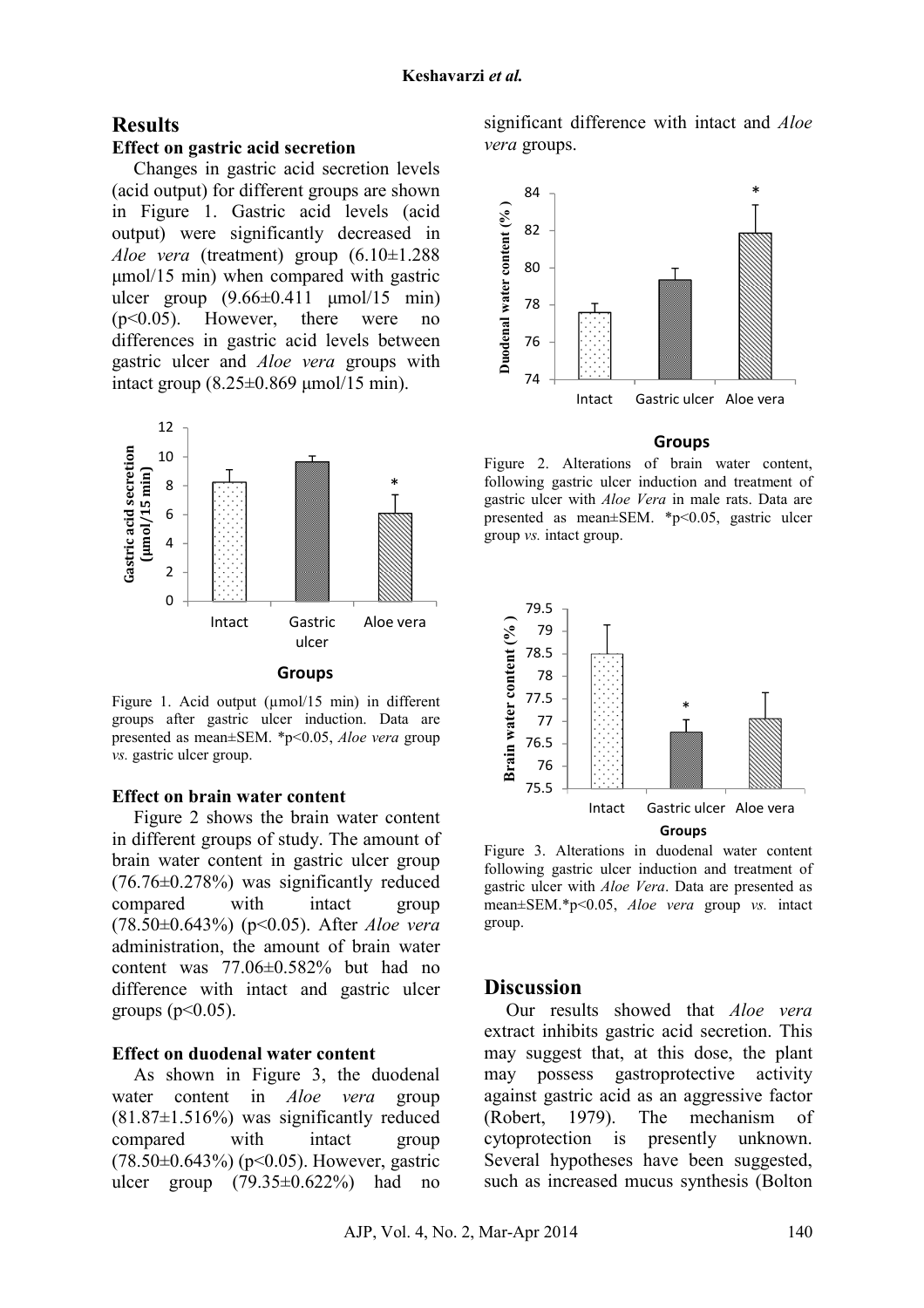## Results

### Effect on gastric acid secretion

Changes in gastric acid secretion levels (acid output) for different groups are shown in Figure 1. Gastric acid levels (acid output) were significantly decreased in *Aloe vera* (treatment) group (6.10±1.288 μmol/15 min) when compared with gastric ulcer group (9.66±0.411 μmol/15 min) ($p<0.05$). However, there were no differences in gastric acid levels between gastric ulcer and *Aloe vera* groups with intact group (8.25±0.869 μmol/15 min).

Figure 1. Acid output (μmol/15 min) in different groups after gastric ulcer induction. Data are presented as mean±SEM. *p<0.05, *Aloe vera* group *vs.* gastric ulcer group.

### Effect on brain water content

Figure 2 shows the brain water content in different groups of study. The amount of brain water content in gastric ulcer group (76.76±0.278%) was significantly reduced compared with intact group (78.50±0.643%) ($p<0.05$). After *Aloe vera* administration, the amount of brain water content was 77.06±0.582% but had no difference with intact and gastric ulcer groups ($p<0.05$).

### Effect on duodenal water content

As shown in Figure 3, the duodenal water content in *Aloe vera* group (81.87±1.516%) was significantly reduced compared with intact group (78.50±0.643%) ($p<0.05$). However, gastric ulcer group (79.35±0.622%) had no significant difference with intact and *Aloe vera* groups.

Figure 2. Alterations of brain water content, following gastric ulcer induction and treatment of gastric ulcer with *Aloe Vera* in male rats. Data are presented as mean±SEM. *p<0.05, gastric ulcer group *vs.* intact group.

Figure 3. Alterations in duodenal water content following gastric ulcer induction and treatment of gastric ulcer with *Aloe Vera*. Data are presented as mean±SEM.*p<0.05, *Aloe vera* group *vs.* intact group.

## Discussion

Our results showed that *Aloe vera* extract inhibits gastric acid secretion. This may suggest that, at this dose, the plant may possess gastroprotective activity against gastric acid as an aggressive factor (Robert, 1979). The mechanism of cytoprotection is presently unknown. Several hypotheses have been suggested, such as increased mucus synthesis (Bolton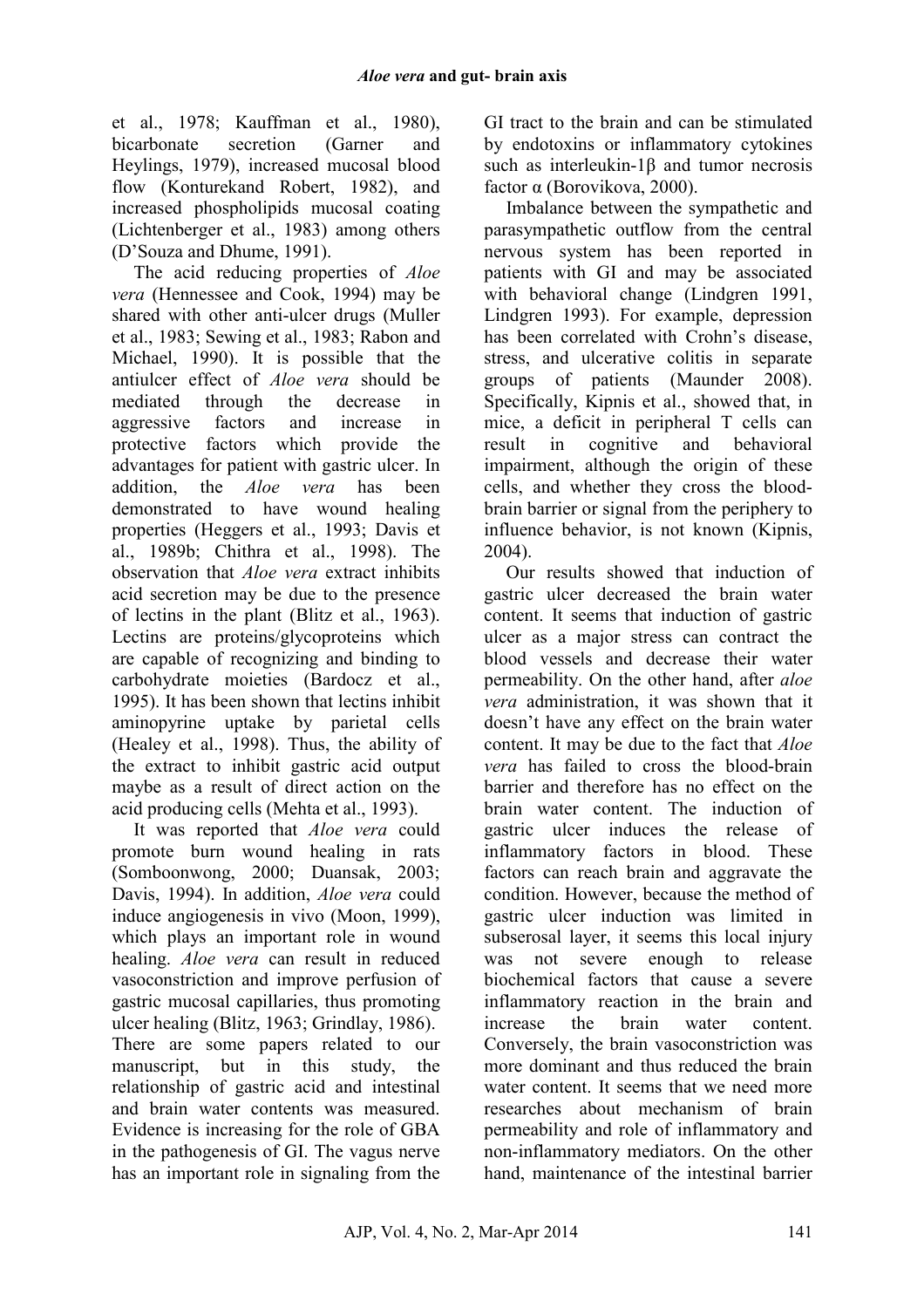et al., 1978; Kauffman et al., 1980), bicarbonate secretion (Garner and Heylings, 1979), increased mucosal blood flow (Konturekand Robert, 1982), and increased phospholipids mucosal coating (Lichtenberger et al., 1983) among others (D'Souza and Dhume, 1991).

The acid reducing properties of *Aloe vera* (Hennessee and Cook, 1994) may be shared with other anti-ulcer drugs (Muller et al., 1983; Sewing et al., 1983; Rabon and Michael, 1990). It is possible that the antiulcer effect of *Aloe vera* should be mediated through the decrease in aggressive factors and increase in protective factors which provide the advantages for patient with gastric ulcer. In addition, the *Aloe vera* has been demonstrated to have wound healing properties (Heggers et al., 1993; Davis et al., 1989b; Chithra et al., 1998). The observation that *Aloe vera* extract inhibits acid secretion may be due to the presence of lectins in the plant (Blitz et al., 1963). Lectins are proteins/glycoproteins which are capable of recognizing and binding to carbohydrate moieties (Bardocz et al., 1995). It has been shown that lectins inhibit aminopyrine uptake by parietal cells (Healey et al., 1998). Thus, the ability of the extract to inhibit gastric acid output maybe as a result of direct action on the acid producing cells (Mehta et al., 1993).

It was reported that *Aloe vera* could promote burn wound healing in rats (Somboonwong, 2000; Duansak, 2003; Davis, 1994). In addition, *Aloe vera* could induce angiogenesis in vivo (Moon, 1999), which plays an important role in wound healing. *Aloe vera* can result in reduced vasoconstriction and improve perfusion of gastric mucosal capillaries, thus promoting ulcer healing (Blitz, 1963; Grindlay, 1986). There are some papers related to our manuscript, but in this study, the relationship of gastric acid and intestinal and brain water contents was measured. Evidence is increasing for the role of GBA in the pathogenesis of GI. The vagus nerve has an important role in signaling from the GI tract to the brain and can be stimulated by endotoxins or inflammatory cytokines such as interleukin-1β and tumor necrosis factor α (Borovikova, 2000).

Imbalance between the sympathetic and parasympathetic outflow from the central nervous system has been reported in patients with GI and may be associated with behavioral change (Lindgren 1991, Lindgren 1993). For example, depression has been correlated with Crohn's disease, stress, and ulcerative colitis in separate groups of patients (Maunder 2008). Specifically, Kipnis et al., showed that, in mice, a deficit in peripheral T cells can result in cognitive and behavioral impairment, although the origin of these cells, and whether they cross the blood-brain barrier or signal from the periphery to influence behavior, is not known (Kipnis, 2004).

Our results showed that induction of gastric ulcer decreased the brain water content. It seems that induction of gastric ulcer as a major stress can contract the blood vessels and decrease their water permeability. On the other hand, after *aloe vera* administration, it was shown that it doesn't have any effect on the brain water content. It may be due to the fact that *Aloe vera* has failed to cross the blood-brain barrier and therefore has no effect on the brain water content. The induction of gastric ulcer induces the release of inflammatory factors in blood. These factors can reach brain and aggravate the condition. However, because the method of gastric ulcer induction was limited in subserosal layer, it seems this local injury was not severe enough to release biochemical factors that cause a severe inflammatory reaction in the brain and increase the brain water content. Conversely, the brain vasoconstriction was more dominant and thus reduced the brain water content. It seems that we need more researches about mechanism of brain permeability and role of inflammatory and non-inflammatory mediators. On the other hand, maintenance of the intestinal barrier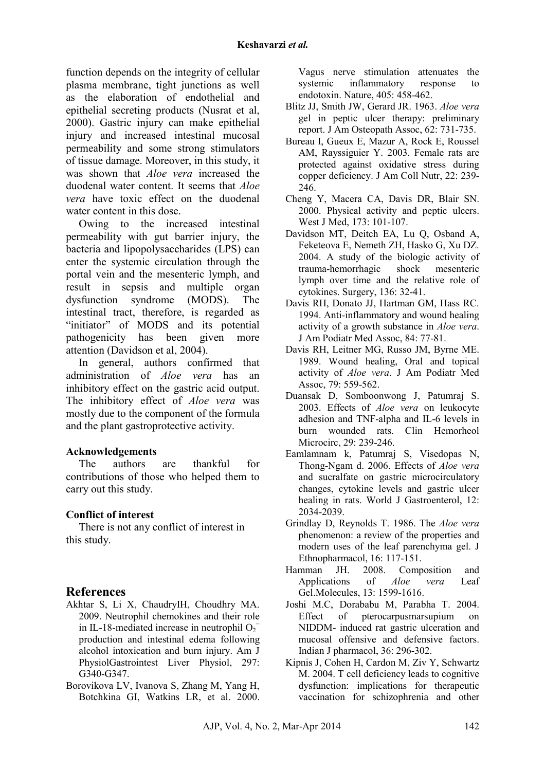function depends on the integrity of cellular plasma membrane, tight junctions as well as the elaboration of endothelial and epithelial secreting products (Nusrat et al, 2000). Gastric injury can make epithelial injury and increased intestinal mucosal permeability and some strong stimulators of tissue damage. Moreover, in this study, it was shown that *Aloe vera* increased the duodenal water content. It seems that *Aloe vera* have toxic effect on the duodenal water content in this dose.

Owing to the increased intestinal permeability with gut barrier injury, the bacteria and lipopolysaccharides (LPS) can enter the systemic circulation through the portal vein and the mesenteric lymph, and result in sepsis and multiple organ dysfunction syndrome (MODS). The intestinal tract, therefore, is regarded as "initiator" of MODS and its potential pathogenicity has been given more attention (Davidson et al, 2004).

In general, authors confirmed that administration of *Aloe vera* has an inhibitory effect on the gastric acid output. The inhibitory effect of *Aloe vera* was mostly due to the component of the formula and the plant gastroprotective activity.

### Acknowledgements

The authors are thankful for contributions of those who helped them to carry out this study.

### Conflict of interest

There is not any conflict of interest in this study.

## References

Akhtar S, Li X, ChaudryIH, Choudhry MA. 2009. Neutrophil chemokines and their role in IL-18-mediated increase in neutrophil $O_2^-$ production and intestinal edema following alcohol intoxication and burn injury. Am J PhysiolGastrointest Liver Physiol, 297: G340-G347.

Borovikova LV, Ivanova S, Zhang M, Yang H, Botchkina GI, Watkins LR, et al. 2000. Vagus nerve stimulation attenuates the systemic inflammatory response to endotoxin. Nature, 405: 458-462.

Blitz JJ, Smith JW, Gerard JR. 1963. *Aloe vera* gel in peptic ulcer therapy: preliminary report. J Am Osteopath Assoc, 62: 731-735.

Bureau I, Gueux E, Mazur A, Rock E, Roussel AM, Rayssiguier Y. 2003. Female rats are protected against oxidative stress during copper deficiency. J Am Coll Nutr, 22: 239-246.

Cheng Y, Macera CA, Davis DR, Blair SN. 2000. Physical activity and peptic ulcers. West J Med, 173: 101-107.

Davidson MT, Deitch EA, Lu Q, Osband A, Feketeova E, Nemeth ZH, Hasko G, Xu DZ. 2004. A study of the biologic activity of trauma-hemorrhagic shock mesenteric lymph over time and the relative role of cytokines. Surgery, 136: 32-41.

Davis RH, Donato JJ, Hartman GM, Hass RC. 1994. Anti-inflammatory and wound healing activity of a growth substance in *Aloe vera*. J Am Podiatr Med Assoc, 84: 77-81.

Davis RH, Leitner MG, Russo JM, Byrne ME. 1989. Wound healing, Oral and topical activity of *Aloe vera*. J Am Podiatr Med Assoc, 79: 559-562.

Duansak D, Somboonwong J, Patumraj S. 2003. Effects of *Aloe vera* on leukocyte adhesion and TNF-alpha and IL-6 levels in burn wounded rats. Clin Hemorheol Microcirc, 29: 239-246.

Eamlamnam k, Patumraj S, Visedopas N, Thong-Ngam d. 2006. Effects of *Aloe vera* and sucralfate on gastric microcirculatory changes, cytokine levels and gastric ulcer healing in rats. World J Gastroenterol, 12: 2034-2039.

Grindlay D, Reynolds T. 1986. The *Aloe vera* phenomenon: a review of the properties and modern uses of the leaf parenchyma gel. J Ethnopharmacol, 16: 117-151.

Hamman JH. 2008. Composition and Applications of *Aloe vera* Leaf Gel.Molecules, 13: 1599-1616.

Joshi M.C, Dorababu M, Parabha T. 2004. Effect of pterocarpusmarsupium on NIDDM- induced rat gastric ulceration and mucosal offensive and defensive factors. Indian J pharmacol, 36: 296-302.

Kipnis J, Cohen H, Cardon M, Ziv Y, Schwartz M. 2004. T cell deficiency leads to cognitive dysfunction: implications for therapeutic vaccination for schizophrenia and other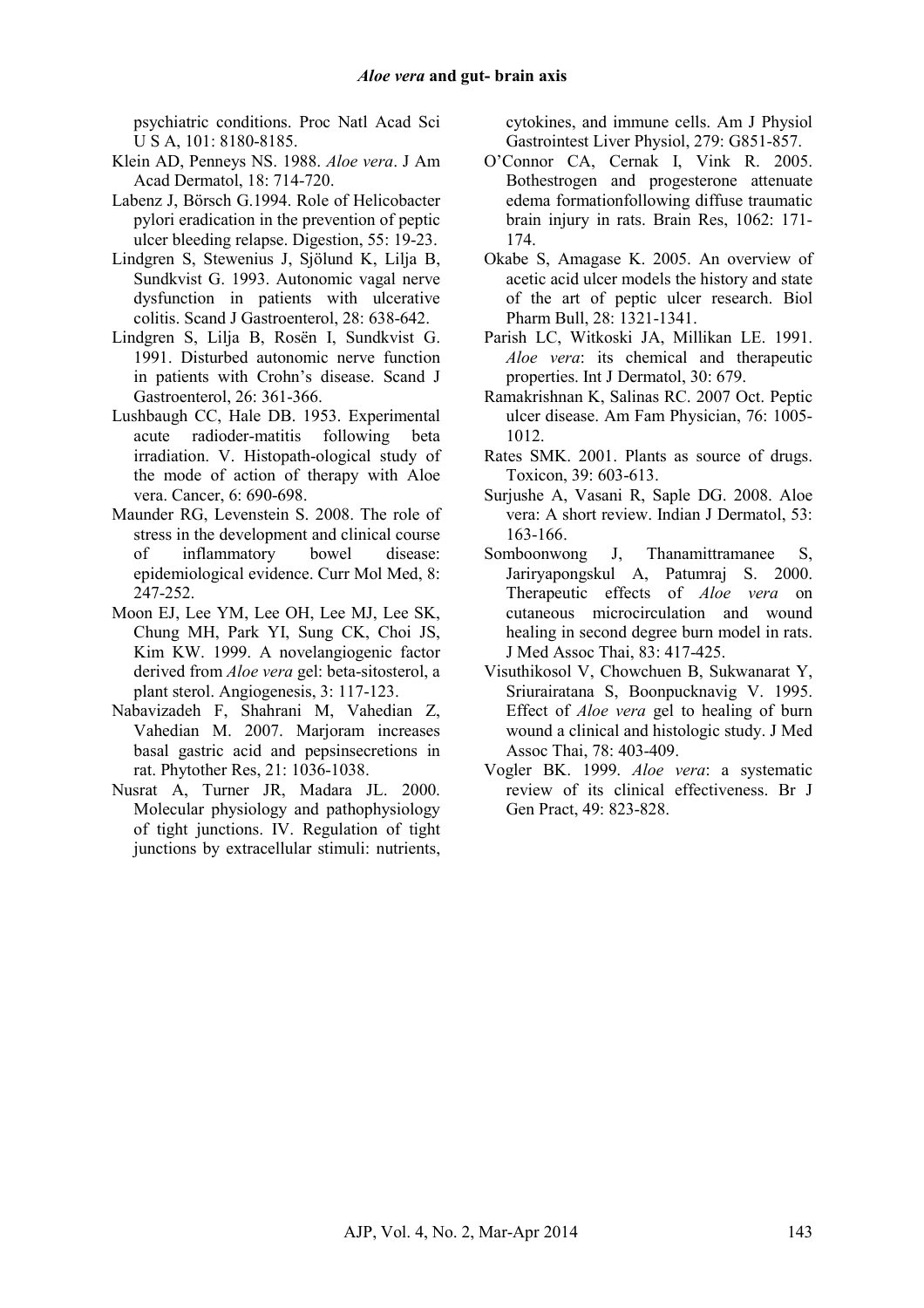psychiatric conditions. Proc Natl Acad Sci U S A, 101: 8180-8185.

Klein AD, Penneys NS. 1988. *Aloe vera*. J Am Acad Dermatol, 18: 714-720.

Labenz J, Börsch G.1994. Role of Helicobacter pylori eradication in the prevention of peptic ulcer bleeding relapse. Digestion, 55: 19-23.

Lindgren S, Stewenius J, Sjölund K, Lilja B, Sundkvist G. 1993. Autonomic vagal nerve dysfunction in patients with ulcerative colitis. Scand J Gastroenterol, 28: 638-642.

Lindgren S, Lilja B, Rosën I, Sundkvist G. 1991. Disturbed autonomic nerve function in patients with Crohn's disease. Scand J Gastroenterol, 26: 361-366.

Lushbaugh CC, Hale DB. 1953. Experimental acute radioder-matitis following beta irradiation. V. Histopath-ological study of the mode of action of therapy with Aloe vera. Cancer, 6: 690-698.

Maunder RG, Levenstein S. 2008. The role of stress in the development and clinical course of inflammatory bowel disease: epidemiological evidence. Curr Mol Med, 8: 247-252.

Moon EJ, Lee YM, Lee OH, Lee MJ, Lee SK, Chung MH, Park YI, Sung CK, Choi JS, Kim KW. 1999. A novelangiogenic factor derived from *Aloe vera* gel: beta-sitosterol, a plant sterol. Angiogenesis, 3: 117-123.

Nabavizadeh F, Shahrani M, Vahedian Z, Vahedian M. 2007. Marjoram increases basal gastric acid and pepsinsecretions in rat. Phytother Res, 21: 1036-1038.

Nusrat A, Turner JR, Madara JL. 2000. Molecular physiology and pathophysiology of tight junctions. IV. Regulation of tight junctions by extracellular stimuli: nutrients, cytokines, and immune cells. Am J Physiol Gastrointest Liver Physiol, 279: G851-857.

O'Connor CA, Cernak I, Vink R. 2005. Bothestrogen and progesterone attenuate edema formationfollowing diffuse traumatic brain injury in rats. Brain Res, 1062: 171-174.

Okabe S, Amagase K. 2005. An overview of acetic acid ulcer models the history and state of the art of peptic ulcer research. Biol Pharm Bull, 28: 1321-1341.

Parish LC, Witkoski JA, Millikan LE. 1991. *Aloe vera*: its chemical and therapeutic properties. Int J Dermatol, 30: 679.

Ramakrishnan K, Salinas RC. 2007 Oct. Peptic ulcer disease. Am Fam Physician, 76: 1005-1012.

Rates SMK. 2001. Plants as source of drugs. Toxicon, 39: 603-613.

Surjushe A, Vasani R, Saple DG. 2008. Aloe vera: A short review. Indian J Dermatol, 53: 163-166.

Somboonwong J, Thanamittramanee S, Jariryapongskul A, Patumraj S. 2000. Therapeutic effects of *Aloe vera* on cutaneous microcirculation and wound healing in second degree burn model in rats. J Med Assoc Thai, 83: 417-425.

Visuthikosol V, Chowchuen B, Sukwanarat Y, Sriurairatana S, Boonpucknavig V. 1995. Effect of *Aloe vera* gel to healing of burn wound a clinical and histologic study. J Med Assoc Thai, 78: 403-409.

Vogler BK. 1999. *Aloe vera*: a systematic review of its clinical effectiveness. Br J Gen Pract, 49: 823-828.